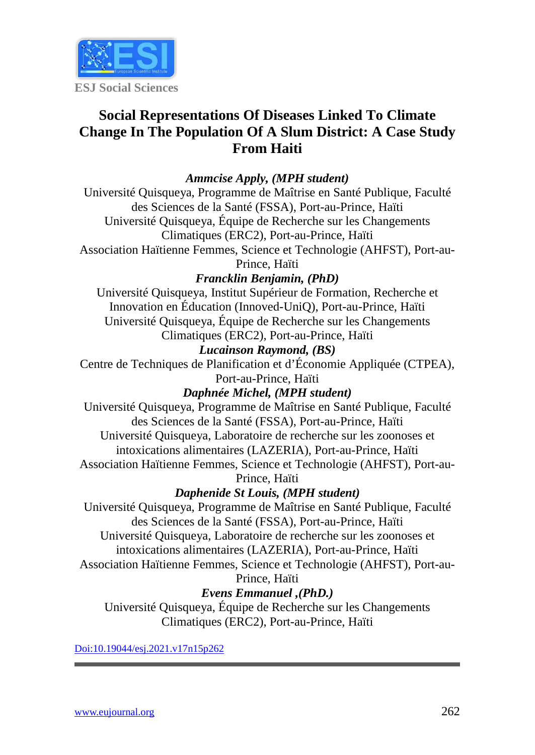ESJ Social Sciences

# Social Representations Of Diseases Linked To Climate Change In The Population Of A Slum District: A Case Study From Haiti

***Ammcise Apply, (MPH student)***
Université Quisqueya, Programme de Maîtrise en Santé Publique, Faculté des Sciences de la Santé (FSSA), Port-au-Prince, Haïti
Université Quisqueya, Équipe de Recherche sur les Changements Climatiques (ERC2), Port-au-Prince, Haïti
Association Haïtienne Femmes, Science et Technologie (AHFST), Port-au-Prince, Haïti

***Francklin Benjamin, (PhD)***
Université Quisqueya, Institut Supérieur de Formation, Recherche et Innovation en Éducation (Innoved-UniQ), Port-au-Prince, Haïti
Université Quisqueya, Équipe de Recherche sur les Changements Climatiques (ERC2), Port-au-Prince, Haïti

***Lucainson Raymond, (BS)***
Centre de Techniques de Planification et d'Économie Appliquée (CTPEA), Port-au-Prince, Haïti

***Daphnée Michel, (MPH student)***
Université Quisqueya, Programme de Maîtrise en Santé Publique, Faculté des Sciences de la Santé (FSSA), Port-au-Prince, Haïti
Université Quisqueya, Laboratoire de recherche sur les zoonoses et intoxications alimentaires (LAZERIA), Port-au-Prince, Haïti
Association Haïtienne Femmes, Science et Technologie (AHFST), Port-au-Prince, Haïti

***Daphenide St Louis, (MPH student)***
Université Quisqueya, Programme de Maîtrise en Santé Publique, Faculté des Sciences de la Santé (FSSA), Port-au-Prince, Haïti
Université Quisqueya, Laboratoire de recherche sur les zoonoses et intoxications alimentaires (LAZERIA), Port-au-Prince, Haïti
Association Haïtienne Femmes, Science et Technologie (AHFST), Port-au-Prince, Haïti

***Evens Emmanuel ,(PhD.)***
Université Quisqueya, Équipe de Recherche sur les Changements Climatiques (ERC2), Port-au-Prince, Haïti

Doi:10.19044/esj.2021.v17n15p262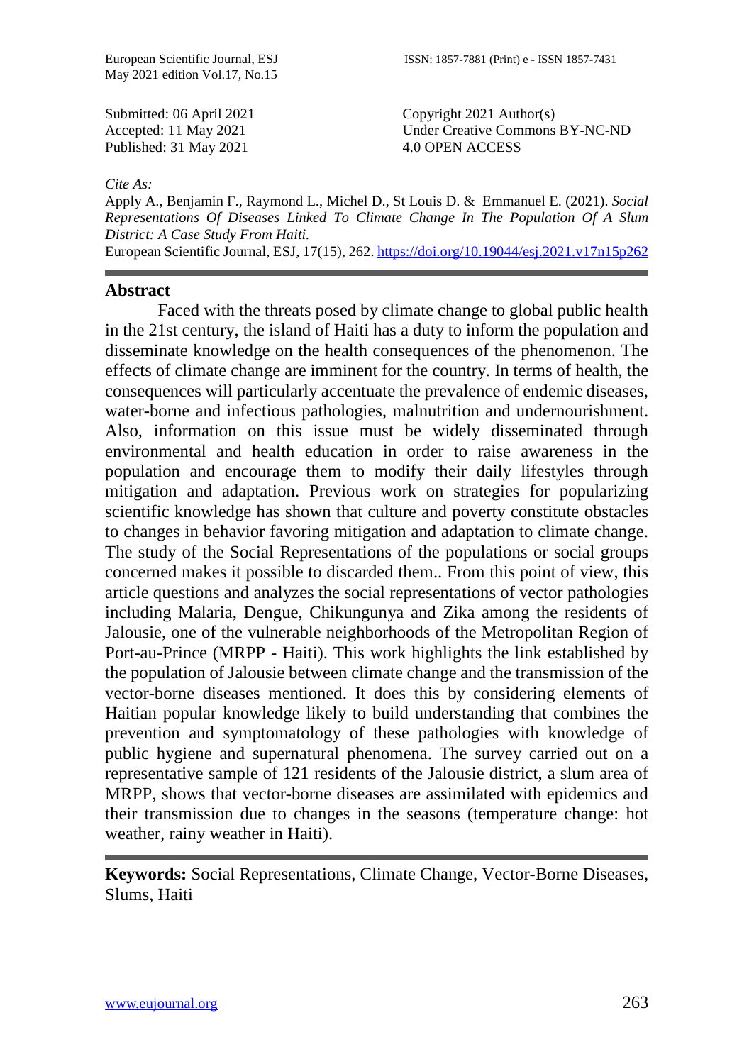Submitted: 06 April 2021
Accepted: 11 May 2021
Published: 31 May 2021

Copyright 2021 Author(s)
Under Creative Commons BY-NC-ND
4.0 OPEN ACCESS

*Cite As:*

Apply A., Benjamin F., Raymond L., Michel D., St Louis D. & Emmanuel E. (2021). *Social Representations Of Diseases Linked To Climate Change In The Population Of A Slum District: A Case Study From Haiti.*
European Scientific Journal, ESJ, 17(15), 262. https://doi.org/10.19044/esj.2021.v17n15p262

---

## Abstract

Faced with the threats posed by climate change to global public health in the 21st century, the island of Haiti has a duty to inform the population and disseminate knowledge on the health consequences of the phenomenon. The effects of climate change are imminent for the country. In terms of health, the consequences will particularly accentuate the prevalence of endemic diseases, water-borne and infectious pathologies, malnutrition and undernourishment. Also, information on this issue must be widely disseminated through environmental and health education in order to raise awareness in the population and encourage them to modify their daily lifestyles through mitigation and adaptation. Previous work on strategies for popularizing scientific knowledge has shown that culture and poverty constitute obstacles to changes in behavior favoring mitigation and adaptation to climate change. The study of the Social Representations of the populations or social groups concerned makes it possible to discarded them.. From this point of view, this article questions and analyzes the social representations of vector pathologies including Malaria, Dengue, Chikungunya and Zika among the residents of Jalousie, one of the vulnerable neighborhoods of the Metropolitan Region of Port-au-Prince (MRPP - Haiti). This work highlights the link established by the population of Jalousie between climate change and the transmission of the vector-borne diseases mentioned. It does this by considering elements of Haitian popular knowledge likely to build understanding that combines the prevention and symptomatology of these pathologies with knowledge of public hygiene and supernatural phenomena. The survey carried out on a representative sample of 121 residents of the Jalousie district, a slum area of MRPP, shows that vector-borne diseases are assimilated with epidemics and their transmission due to changes in the seasons (temperature change: hot weather, rainy weather in Haiti).

---

**Keywords:** Social Representations, Climate Change, Vector-Borne Diseases, Slums, Haiti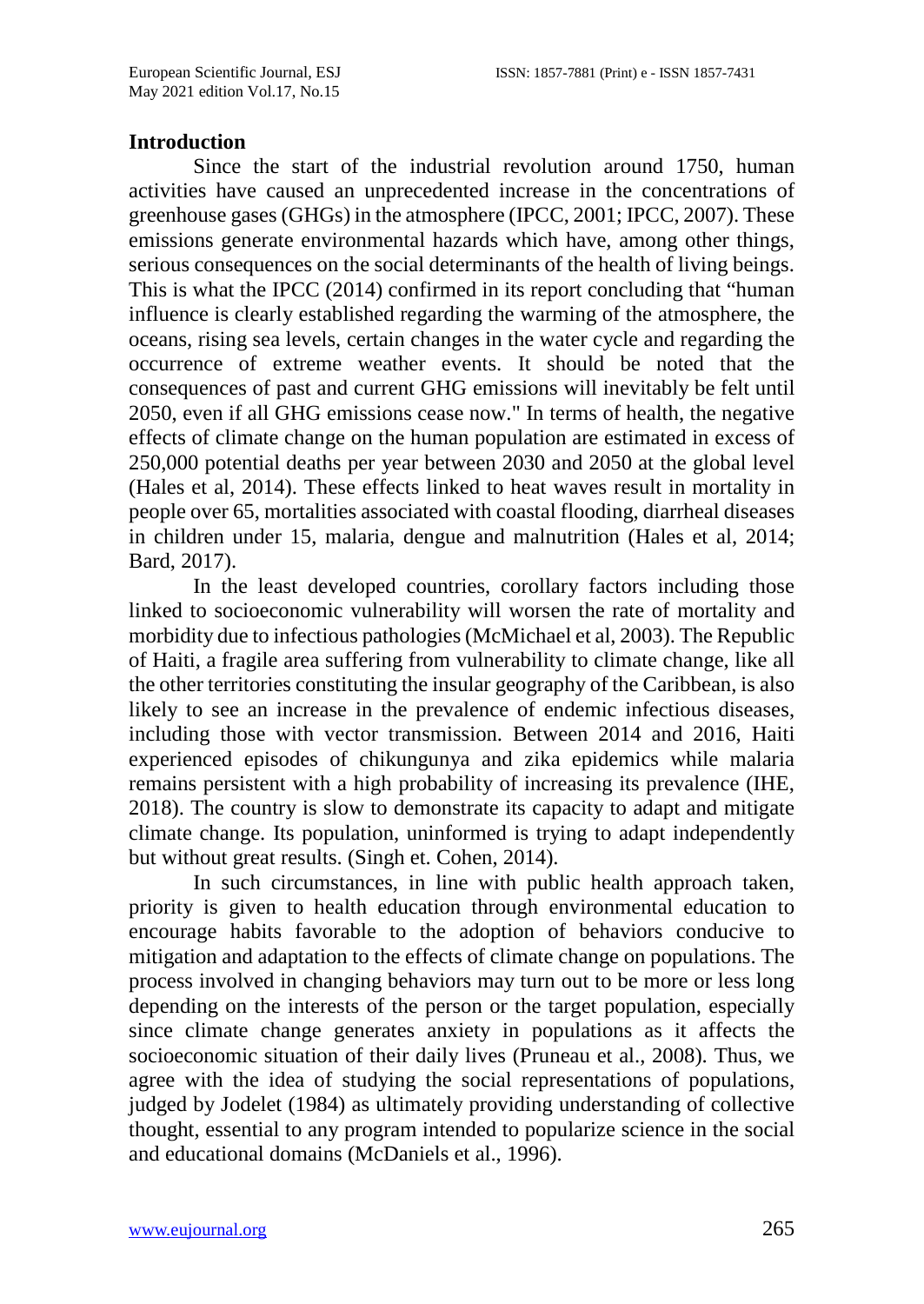## Introduction

Since the start of the industrial revolution around 1750, human activities have caused an unprecedented increase in the concentrations of greenhouse gases (GHGs) in the atmosphere (IPCC, 2001; IPCC, 2007). These emissions generate environmental hazards which have, among other things, serious consequences on the social determinants of the health of living beings. This is what the IPCC (2014) confirmed in its report concluding that "human influence is clearly established regarding the warming of the atmosphere, the oceans, rising sea levels, certain changes in the water cycle and regarding the occurrence of extreme weather events. It should be noted that the consequences of past and current GHG emissions will inevitably be felt until 2050, even if all GHG emissions cease now." In terms of health, the negative effects of climate change on the human population are estimated in excess of 250,000 potential deaths per year between 2030 and 2050 at the global level (Hales et al, 2014). These effects linked to heat waves result in mortality in people over 65, mortalities associated with coastal flooding, diarrheal diseases in children under 15, malaria, dengue and malnutrition (Hales et al, 2014; Bard, 2017).

In the least developed countries, corollary factors including those linked to socioeconomic vulnerability will worsen the rate of mortality and morbidity due to infectious pathologies (McMichael et al, 2003). The Republic of Haiti, a fragile area suffering from vulnerability to climate change, like all the other territories constituting the insular geography of the Caribbean, is also likely to see an increase in the prevalence of endemic infectious diseases, including those with vector transmission. Between 2014 and 2016, Haiti experienced episodes of chikungunya and zika epidemics while malaria remains persistent with a high probability of increasing its prevalence (IHE, 2018). The country is slow to demonstrate its capacity to adapt and mitigate climate change. Its population, uninformed is trying to adapt independently but without great results. (Singh et. Cohen, 2014).

In such circumstances, in line with public health approach taken, priority is given to health education through environmental education to encourage habits favorable to the adoption of behaviors conducive to mitigation and adaptation to the effects of climate change on populations. The process involved in changing behaviors may turn out to be more or less long depending on the interests of the person or the target population, especially since climate change generates anxiety in populations as it affects the socioeconomic situation of their daily lives (Pruneau et al., 2008). Thus, we agree with the idea of studying the social representations of populations, judged by Jodelet (1984) as ultimately providing understanding of collective thought, essential to any program intended to popularize science in the social and educational domains (McDaniels et al., 1996).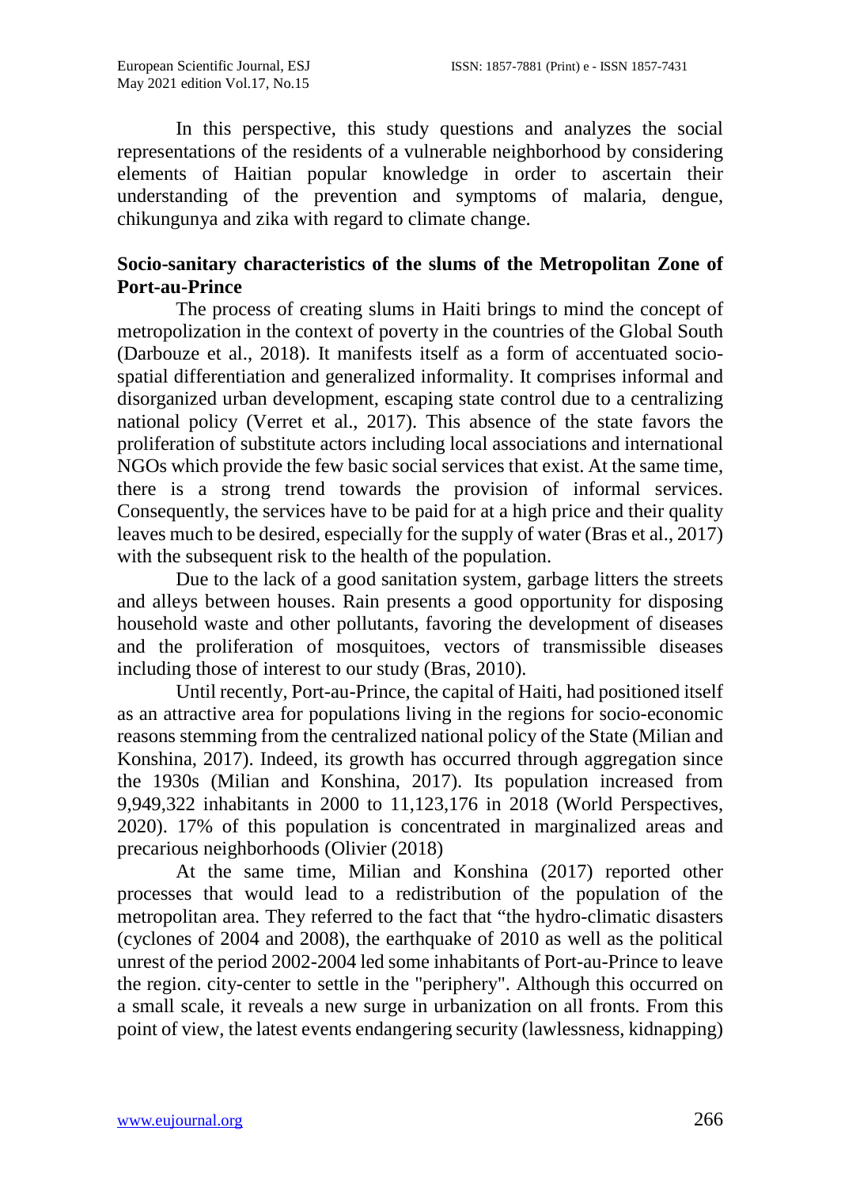In this perspective, this study questions and analyzes the social representations of the residents of a vulnerable neighborhood by considering elements of Haitian popular knowledge in order to ascertain their understanding of the prevention and symptoms of malaria, dengue, chikungunya and zika with regard to climate change.

## Socio-sanitary characteristics of the slums of the Metropolitan Zone of Port-au-Prince

The process of creating slums in Haiti brings to mind the concept of metropolization in the context of poverty in the countries of the Global South (Darbouze et al., 2018). It manifests itself as a form of accentuated socio-spatial differentiation and generalized informality. It comprises informal and disorganized urban development, escaping state control due to a centralizing national policy (Verret et al., 2017). This absence of the state favors the proliferation of substitute actors including local associations and international NGOs which provide the few basic social services that exist. At the same time, there is a strong trend towards the provision of informal services. Consequently, the services have to be paid for at a high price and their quality leaves much to be desired, especially for the supply of water (Bras et al., 2017) with the subsequent risk to the health of the population.

Due to the lack of a good sanitation system, garbage litters the streets and alleys between houses. Rain presents a good opportunity for disposing household waste and other pollutants, favoring the development of diseases and the proliferation of mosquitoes, vectors of transmissible diseases including those of interest to our study (Bras, 2010).

Until recently, Port-au-Prince, the capital of Haiti, had positioned itself as an attractive area for populations living in the regions for socio-economic reasons stemming from the centralized national policy of the State (Milian and Konshina, 2017). Indeed, its growth has occurred through aggregation since the 1930s (Milian and Konshina, 2017). Its population increased from 9,949,322 inhabitants in 2000 to 11,123,176 in 2018 (World Perspectives, 2020). 17% of this population is concentrated in marginalized areas and precarious neighborhoods (Olivier (2018)

At the same time, Milian and Konshina (2017) reported other processes that would lead to a redistribution of the population of the metropolitan area. They referred to the fact that "the hydro-climatic disasters (cyclones of 2004 and 2008), the earthquake of 2010 as well as the political unrest of the period 2002-2004 led some inhabitants of Port-au-Prince to leave the region. city-center to settle in the "periphery". Although this occurred on a small scale, it reveals a new surge in urbanization on all fronts. From this point of view, the latest events endangering security (lawlessness, kidnapping)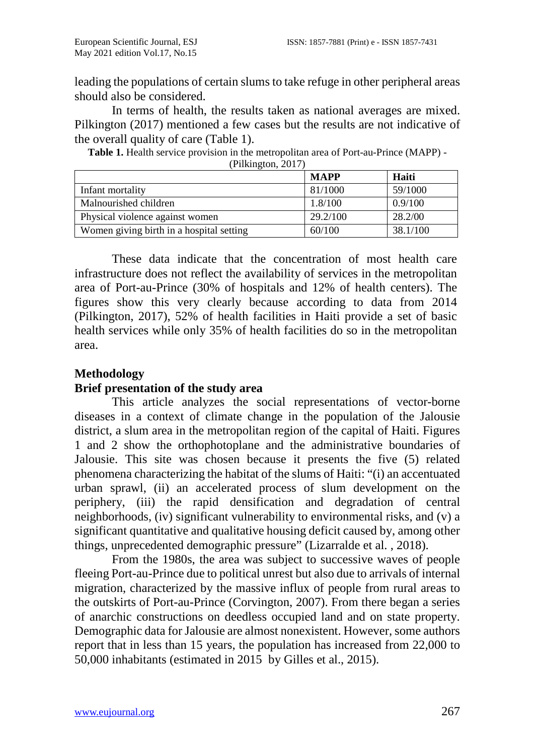leading the populations of certain slums to take refuge in other peripheral areas should also be considered.

In terms of health, the results taken as national averages are mixed. Pilkington (2017) mentioned a few cases but the results are not indicative of the overall quality of care (Table 1).

**Table 1.** Health service provision in the metropolitan area of Port-au-Prince (MAPP) - (Pilkington, 2017)

| | **MAPP** | **Haiti** |
|---|---|---|
| Infant mortality | 81/1000 | 59/1000 |
| Malnourished children | 1.8/100 | 0.9/100 |
| Physical violence against women | 29.2/100 | 28.2/00 |
| Women giving birth in a hospital setting | 60/100 | 38.1/100 |

These data indicate that the concentration of most health care infrastructure does not reflect the availability of services in the metropolitan area of Port-au-Prince (30% of hospitals and 12% of health centers). The figures show this very clearly because according to data from 2014 (Pilkington, 2017), 52% of health facilities in Haiti provide a set of basic health services while only 35% of health facilities do so in the metropolitan area.

## Methodology

### Brief presentation of the study area

This article analyzes the social representations of vector-borne diseases in a context of climate change in the population of the Jalousie district, a slum area in the metropolitan region of the capital of Haiti. Figures 1 and 2 show the orthophotoplane and the administrative boundaries of Jalousie. This site was chosen because it presents the five (5) related phenomena characterizing the habitat of the slums of Haiti: "(i) an accentuated urban sprawl, (ii) an accelerated process of slum development on the periphery, (iii) the rapid densification and degradation of central neighborhoods, (iv) significant vulnerability to environmental risks, and (v) a significant quantitative and qualitative housing deficit caused by, among other things, unprecedented demographic pressure" (Lizarralde et al. , 2018).

From the 1980s, the area was subject to successive waves of people fleeing Port-au-Prince due to political unrest but also due to arrivals of internal migration, characterized by the massive influx of people from rural areas to the outskirts of Port-au-Prince (Corvington, 2007). From there began a series of anarchic constructions on deedless occupied land and on state property. Demographic data for Jalousie are almost nonexistent. However, some authors report that in less than 15 years, the population has increased from 22,000 to 50,000 inhabitants (estimated in 2015 by Gilles et al., 2015).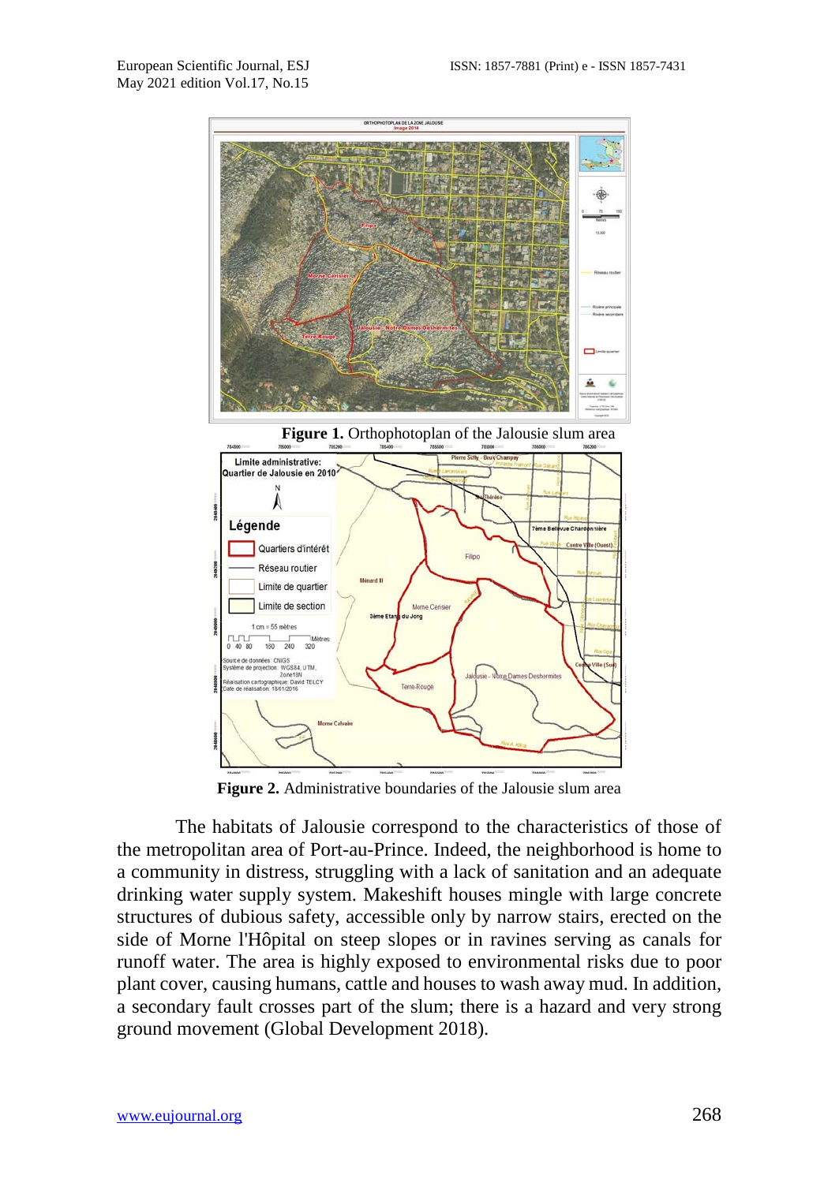**Figure 1.** Orthophotoplan of the Jalousie slum area

**Figure 2.** Administrative boundaries of the Jalousie slum area

The habitats of Jalousie correspond to the characteristics of those of the metropolitan area of Port-au-Prince. Indeed, the neighborhood is home to a community in distress, struggling with a lack of sanitation and an adequate drinking water supply system. Makeshift houses mingle with large concrete structures of dubious safety, accessible only by narrow stairs, erected on the side of Morne l'Hôpital on steep slopes or in ravines serving as canals for runoff water. The area is highly exposed to environmental risks due to poor plant cover, causing humans, cattle and houses to wash away mud. In addition, a secondary fault crosses part of the slum; there is a hazard and very strong ground movement (Global Development 2018).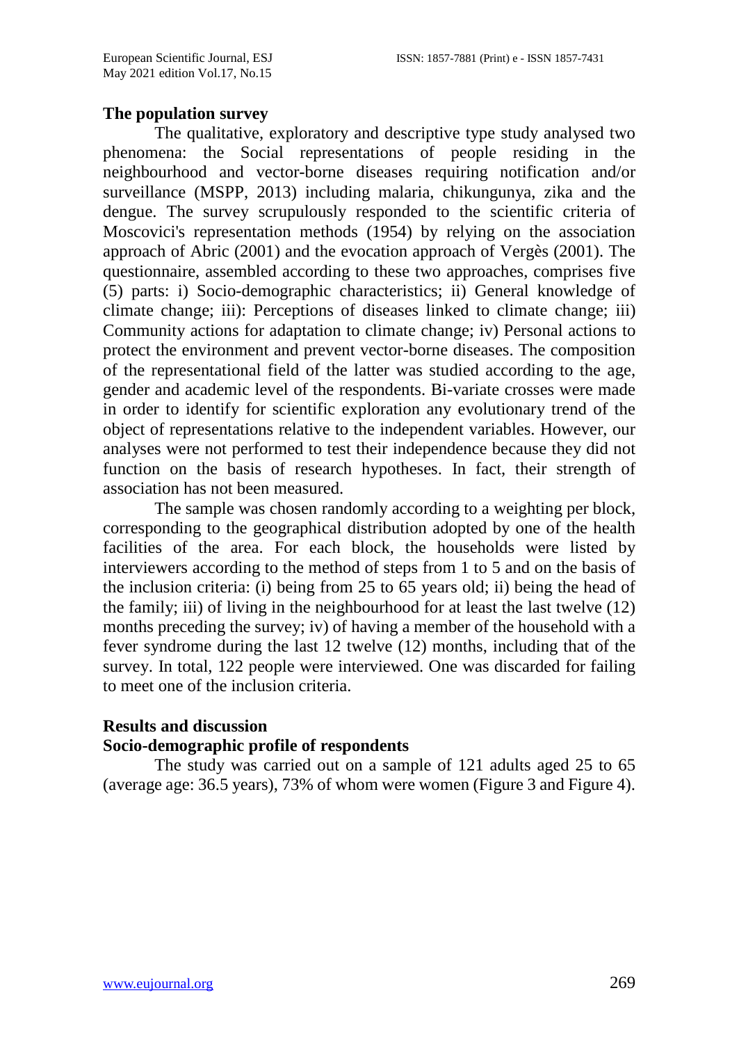## The population survey

The qualitative, exploratory and descriptive type study analysed two phenomena: the Social representations of people residing in the neighbourhood and vector-borne diseases requiring notification and/or surveillance (MSPP, 2013) including malaria, chikungunya, zika and the dengue. The survey scrupulously responded to the scientific criteria of Moscovici's representation methods (1954) by relying on the association approach of Abric (2001) and the evocation approach of Vergès (2001). The questionnaire, assembled according to these two approaches, comprises five (5) parts: i) Socio-demographic characteristics; ii) General knowledge of climate change; iii): Perceptions of diseases linked to climate change; iii) Community actions for adaptation to climate change; iv) Personal actions to protect the environment and prevent vector-borne diseases. The composition of the representational field of the latter was studied according to the age, gender and academic level of the respondents. Bi-variate crosses were made in order to identify for scientific exploration any evolutionary trend of the object of representations relative to the independent variables. However, our analyses were not performed to test their independence because they did not function on the basis of research hypotheses. In fact, their strength of association has not been measured.

The sample was chosen randomly according to a weighting per block, corresponding to the geographical distribution adopted by one of the health facilities of the area. For each block, the households were listed by interviewers according to the method of steps from 1 to 5 and on the basis of the inclusion criteria: (i) being from 25 to 65 years old; ii) being the head of the family; iii) of living in the neighbourhood for at least the last twelve (12) months preceding the survey; iv) of having a member of the household with a fever syndrome during the last 12 twelve (12) months, including that of the survey. In total, 122 people were interviewed. One was discarded for failing to meet one of the inclusion criteria.

## Results and discussion

### Socio-demographic profile of respondents

The study was carried out on a sample of 121 adults aged 25 to 65 (average age: 36.5 years), 73% of whom were women (Figure 3 and Figure 4).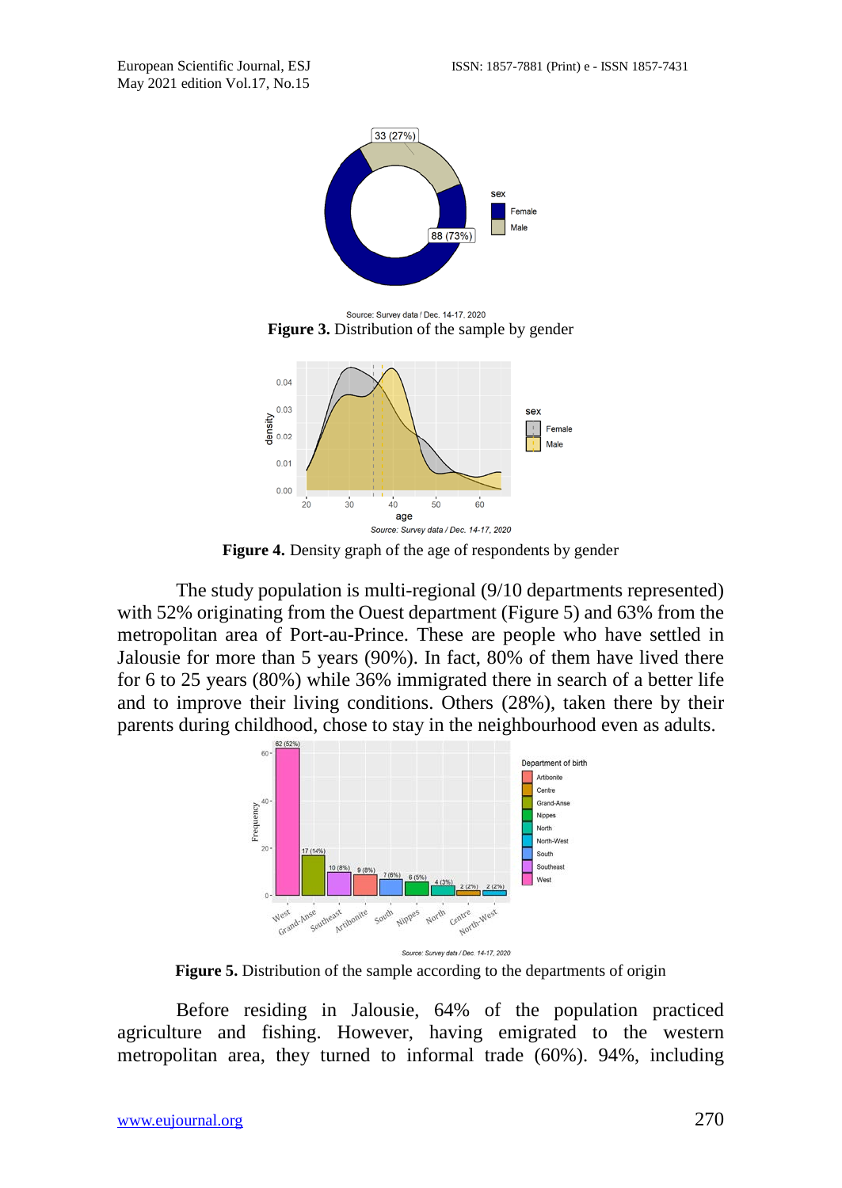Source: Survey data / Dec. 14-17, 2020

**Figure 3.** Distribution of the sample by gender

Source: Survey data / Dec. 14-17, 2020

**Figure 4.** Density graph of the age of respondents by gender

The study population is multi-regional (9/10 departments represented) with 52% originating from the Ouest department (Figure 5) and 63% from the metropolitan area of Port-au-Prince. These are people who have settled in Jalousie for more than 5 years (90%). In fact, 80% of them have lived there for 6 to 25 years (80%) while 36% immigrated there in search of a better life and to improve their living conditions. Others (28%), taken there by their parents during childhood, chose to stay in the neighbourhood even as adults.

Source: Survey data / Dec. 14-17, 2020

**Figure 5.** Distribution of the sample according to the departments of origin

Before residing in Jalousie, 64% of the population practiced agriculture and fishing. However, having emigrated to the western metropolitan area, they turned to informal trade (60%). 94%, including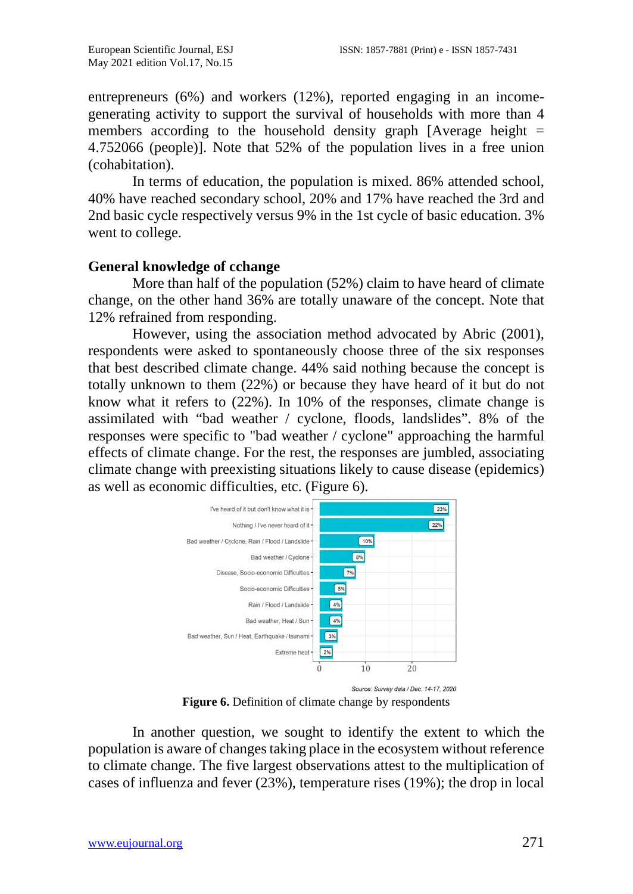entrepreneurs (6%) and workers (12%), reported engaging in an income-generating activity to support the survival of households with more than 4 members according to the household density graph [Average height = 4.752066 (people)]. Note that 52% of the population lives in a free union (cohabitation).

In terms of education, the population is mixed. 86% attended school, 40% have reached secondary school, 20% and 17% have reached the 3rd and 2nd basic cycle respectively versus 9% in the 1st cycle of basic education. 3% went to college.

## General knowledge of cchange

More than half of the population (52%) claim to have heard of climate change, on the other hand 36% are totally unaware of the concept. Note that 12% refrained from responding.

However, using the association method advocated by Abric (2001), respondents were asked to spontaneously choose three of the six responses that best described climate change. 44% said nothing because the concept is totally unknown to them (22%) or because they have heard of it but do not know what it refers to (22%). In 10% of the responses, climate change is assimilated with "bad weather / cyclone, floods, landslides". 8% of the responses were specific to "bad weather / cyclone" approaching the harmful effects of climate change. For the rest, the responses are jumbled, associating climate change with preexisting situations likely to cause disease (epidemics) as well as economic difficulties, etc. (Figure 6).

| Response | Percentage |
|---|---|
| I've heard of it but don't know what it is | 23% |
| Nothing / I've never heard of it | 22% |
| Bad weather / Cyclone, Rain / Flood / Landslide | 10% |
| Bad weather / Cyclone | 8% |
| Disease, Socio-economic Difficulties | 7% |
| Socio-economic Difficulties | 5% |
| Rain / Flood / Landslide | 4% |
| Bad weather, Heat / Sun | 4% |
| Bad weather, Sun / Heat, Earthquake / tsunami | 3% |
| Extreme heat | 2% |

Source: Survey data / Dec. 14-17, 2020

**Figure 6.** Definition of climate change by respondents

In another question, we sought to identify the extent to which the population is aware of changes taking place in the ecosystem without reference to climate change. The five largest observations attest to the multiplication of cases of influenza and fever (23%), temperature rises (19%); the drop in local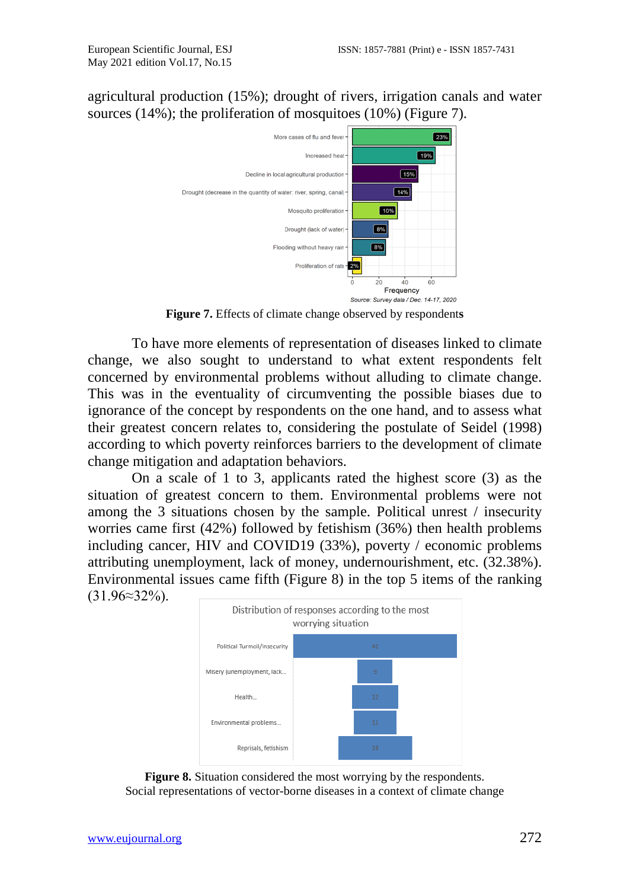agricultural production (15%); drought of rivers, irrigation canals and water sources (14%); the proliferation of mosquitoes (10%) (Figure 7).

**Figure 7.** Effects of climate change observed by respondents

To have more elements of representation of diseases linked to climate change, we also sought to understand to what extent respondents felt concerned by environmental problems without alluding to climate change. This was in the eventuality of circumventing the possible biases due to ignorance of the concept by respondents on the one hand, and to assess what their greatest concern relates to, considering the postulate of Seidel (1998) according to which poverty reinforces barriers to the development of climate change mitigation and adaptation behaviors.

On a scale of 1 to 3, applicants rated the highest score (3) as the situation of greatest concern to them. Environmental problems were not among the 3 situations chosen by the sample. Political unrest / insecurity worries came first (42%) followed by fetishism (36%) then health problems including cancer, HIV and COVID19 (33%), poverty / economic problems attributing unemployment, lack of money, undernourishment, etc. (32.38%). Environmental issues came fifth (Figure 8) in the top 5 items of the ranking (31.96≈32%).

**Figure 8.** Situation considered the most worrying by the respondents.

Social representations of vector-borne diseases in a context of climate change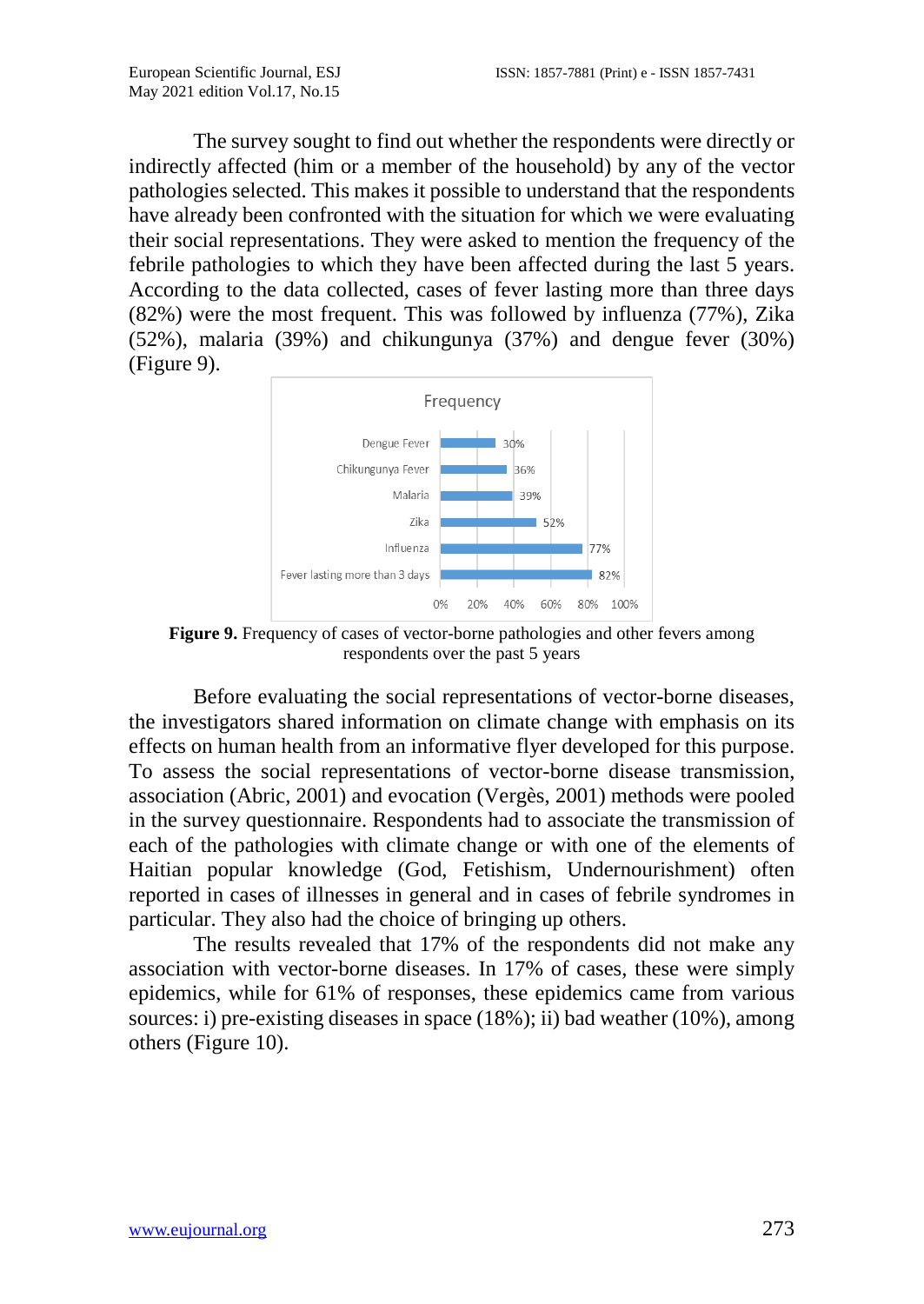The survey sought to find out whether the respondents were directly or indirectly affected (him or a member of the household) by any of the vector pathologies selected. This makes it possible to understand that the respondents have already been confronted with the situation for which we were evaluating their social representations. They were asked to mention the frequency of the febrile pathologies to which they have been affected during the last 5 years. According to the data collected, cases of fever lasting more than three days (82%) were the most frequent. This was followed by influenza (77%), Zika (52%), malaria (39%) and chikungunya (37%) and dengue fever (30%) (Figure 9).

| Frequency | |
|---|---|
| Dengue Fever | 30% |
| Chikungunya Fever | 36% |
| Malaria | 39% |
| Zika | 52% |
| Influenza | 77% |
| Fever lasting more than 3 days | 82% |

**Figure 9.** Frequency of cases of vector-borne pathologies and other fevers among respondents over the past 5 years

Before evaluating the social representations of vector-borne diseases, the investigators shared information on climate change with emphasis on its effects on human health from an informative flyer developed for this purpose. To assess the social representations of vector-borne disease transmission, association (Abric, 2001) and evocation (Vergès, 2001) methods were pooled in the survey questionnaire. Respondents had to associate the transmission of each of the pathologies with climate change or with one of the elements of Haitian popular knowledge (God, Fetishism, Undernourishment) often reported in cases of illnesses in general and in cases of febrile syndromes in particular. They also had the choice of bringing up others.

The results revealed that 17% of the respondents did not make any association with vector-borne diseases. In 17% of cases, these were simply epidemics, while for 61% of responses, these epidemics came from various sources: i) pre-existing diseases in space (18%); ii) bad weather (10%), among others (Figure 10).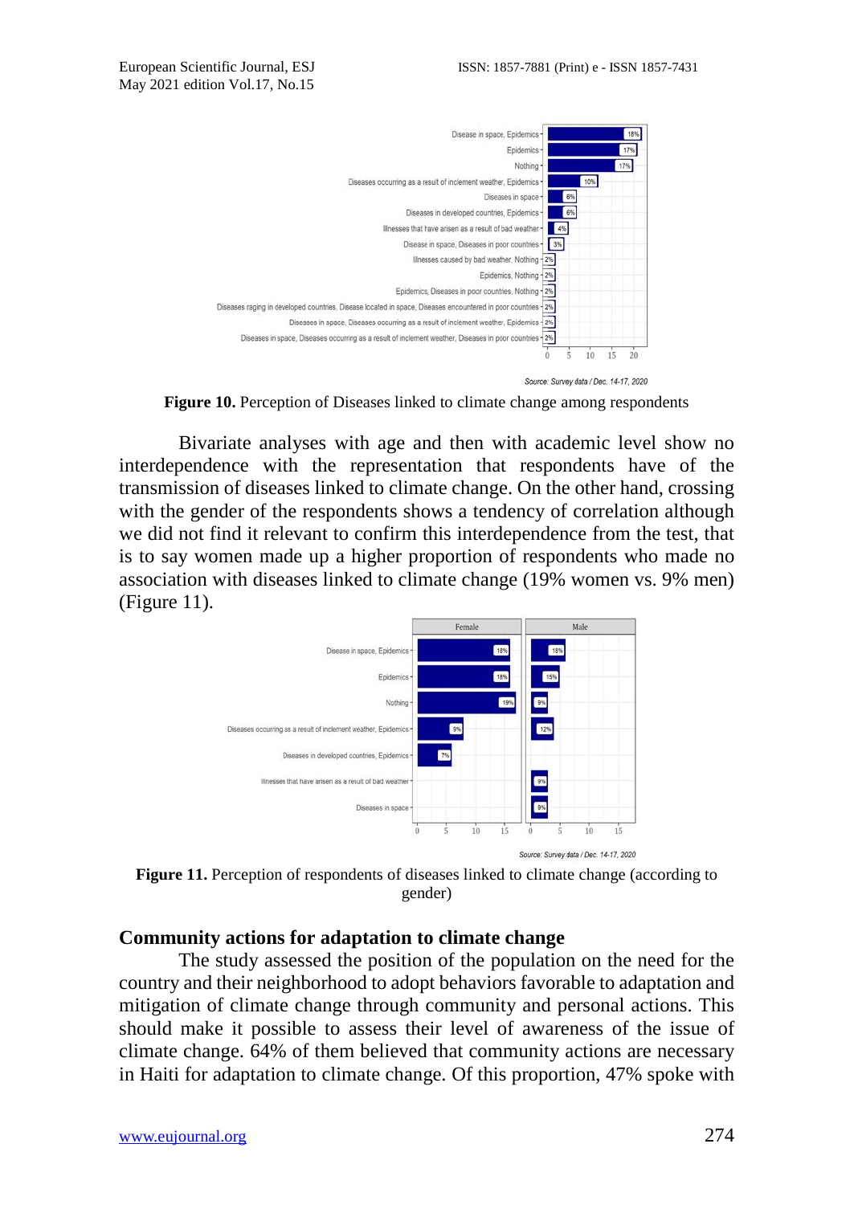Source: Survey data / Dec. 14-17, 2020

**Figure 10.** Perception of Diseases linked to climate change among respondents

Bivariate analyses with age and then with academic level show no interdependence with the representation that respondents have of the transmission of diseases linked to climate change. On the other hand, crossing with the gender of the respondents shows a tendency of correlation although we did not find it relevant to confirm this interdependence from the test, that is to say women made up a higher proportion of respondents who made no association with diseases linked to climate change (19% women vs. 9% men) (Figure 11).

Source: Survey data / Dec. 14-17, 2020

**Figure 11.** Perception of respondents of diseases linked to climate change (according to gender)

## Community actions for adaptation to climate change

The study assessed the position of the population on the need for the country and their neighborhood to adopt behaviors favorable to adaptation and mitigation of climate change through community and personal actions. This should make it possible to assess their level of awareness of the issue of climate change. 64% of them believed that community actions are necessary in Haiti for adaptation to climate change. Of this proportion, 47% spoke with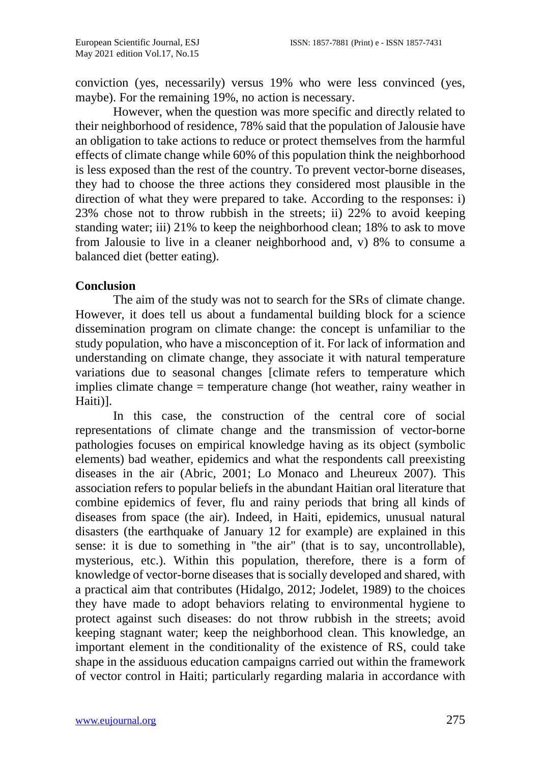conviction (yes, necessarily) versus 19% who were less convinced (yes, maybe). For the remaining 19%, no action is necessary.

However, when the question was more specific and directly related to their neighborhood of residence, 78% said that the population of Jalousie have an obligation to take actions to reduce or protect themselves from the harmful effects of climate change while 60% of this population think the neighborhood is less exposed than the rest of the country. To prevent vector-borne diseases, they had to choose the three actions they considered most plausible in the direction of what they were prepared to take. According to the responses: i) 23% chose not to throw rubbish in the streets; ii) 22% to avoid keeping standing water; iii) 21% to keep the neighborhood clean; 18% to ask to move from Jalousie to live in a cleaner neighborhood and, v) 8% to consume a balanced diet (better eating).

## Conclusion

The aim of the study was not to search for the SRs of climate change. However, it does tell us about a fundamental building block for a science dissemination program on climate change: the concept is unfamiliar to the study population, who have a misconception of it. For lack of information and understanding on climate change, they associate it with natural temperature variations due to seasonal changes [climate refers to temperature which implies climate change = temperature change (hot weather, rainy weather in Haiti)].

In this case, the construction of the central core of social representations of climate change and the transmission of vector-borne pathologies focuses on empirical knowledge having as its object (symbolic elements) bad weather, epidemics and what the respondents call preexisting diseases in the air (Abric, 2001; Lo Monaco and Lheureux 2007). This association refers to popular beliefs in the abundant Haitian oral literature that combine epidemics of fever, flu and rainy periods that bring all kinds of diseases from space (the air). Indeed, in Haiti, epidemics, unusual natural disasters (the earthquake of January 12 for example) are explained in this sense: it is due to something in "the air" (that is to say, uncontrollable), mysterious, etc.). Within this population, therefore, there is a form of knowledge of vector-borne diseases that is socially developed and shared, with a practical aim that contributes (Hidalgo, 2012; Jodelet, 1989) to the choices they have made to adopt behaviors relating to environmental hygiene to protect against such diseases: do not throw rubbish in the streets; avoid keeping stagnant water; keep the neighborhood clean. This knowledge, an important element in the conditionality of the existence of RS, could take shape in the assiduous education campaigns carried out within the framework of vector control in Haiti; particularly regarding malaria in accordance with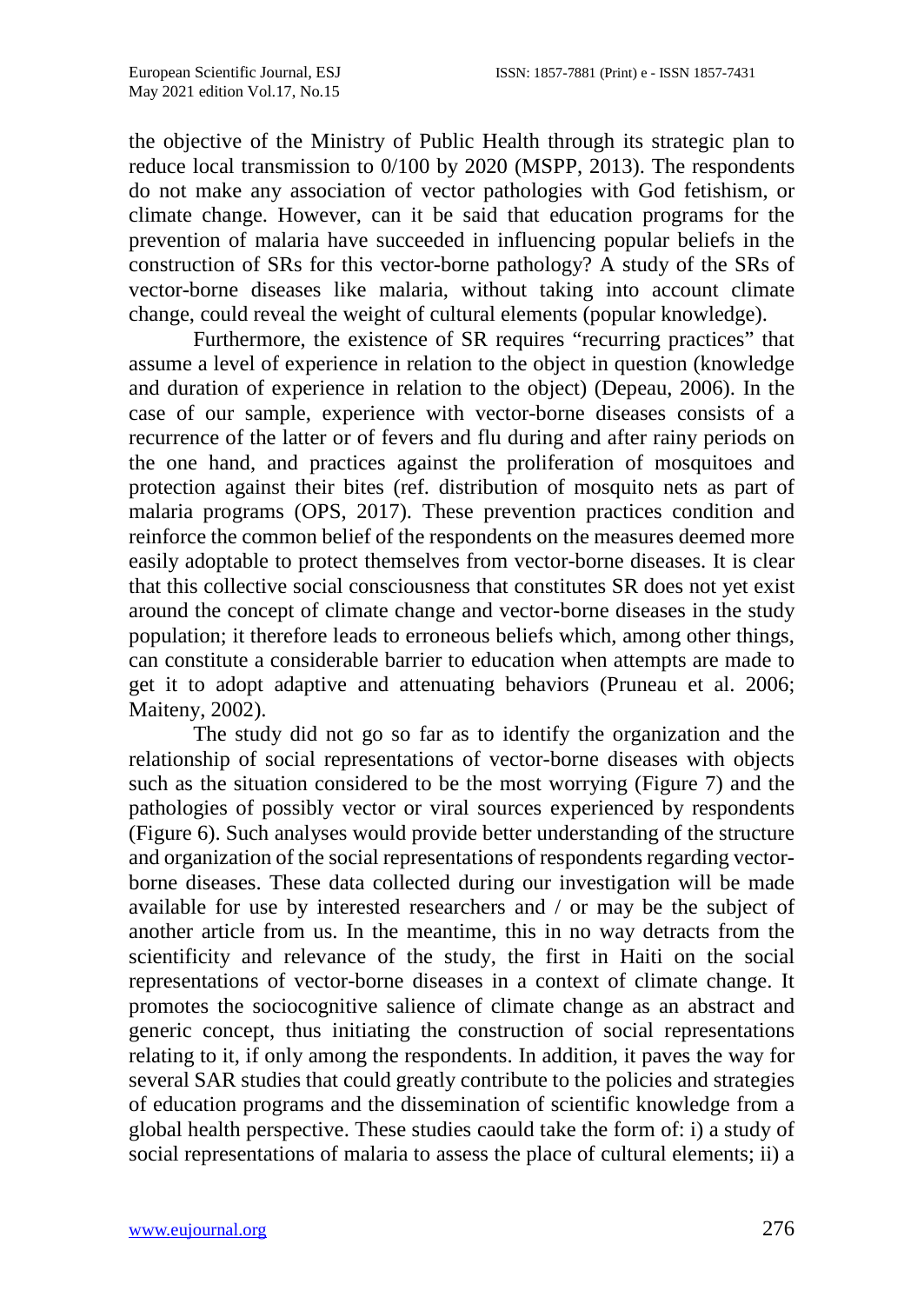the objective of the Ministry of Public Health through its strategic plan to reduce local transmission to 0/100 by 2020 (MSPP, 2013). The respondents do not make any association of vector pathologies with God fetishism, or climate change. However, can it be said that education programs for the prevention of malaria have succeeded in influencing popular beliefs in the construction of SRs for this vector-borne pathology? A study of the SRs of vector-borne diseases like malaria, without taking into account climate change, could reveal the weight of cultural elements (popular knowledge).

Furthermore, the existence of SR requires "recurring practices" that assume a level of experience in relation to the object in question (knowledge and duration of experience in relation to the object) (Depeau, 2006). In the case of our sample, experience with vector-borne diseases consists of a recurrence of the latter or of fevers and flu during and after rainy periods on the one hand, and practices against the proliferation of mosquitoes and protection against their bites (ref. distribution of mosquito nets as part of malaria programs (OPS, 2017). These prevention practices condition and reinforce the common belief of the respondents on the measures deemed more easily adoptable to protect themselves from vector-borne diseases. It is clear that this collective social consciousness that constitutes SR does not yet exist around the concept of climate change and vector-borne diseases in the study population; it therefore leads to erroneous beliefs which, among other things, can constitute a considerable barrier to education when attempts are made to get it to adopt adaptive and attenuating behaviors (Pruneau et al. 2006; Maiteny, 2002).

The study did not go so far as to identify the organization and the relationship of social representations of vector-borne diseases with objects such as the situation considered to be the most worrying (Figure 7) and the pathologies of possibly vector or viral sources experienced by respondents (Figure 6). Such analyses would provide better understanding of the structure and organization of the social representations of respondents regarding vector-borne diseases. These data collected during our investigation will be made available for use by interested researchers and / or may be the subject of another article from us. In the meantime, this in no way detracts from the scientificity and relevance of the study, the first in Haiti on the social representations of vector-borne diseases in a context of climate change. It promotes the sociocognitive salience of climate change as an abstract and generic concept, thus initiating the construction of social representations relating to it, if only among the respondents. In addition, it paves the way for several SAR studies that could greatly contribute to the policies and strategies of education programs and the dissemination of scientific knowledge from a global health perspective. These studies caould take the form of: i) a study of social representations of malaria to assess the place of cultural elements; ii) a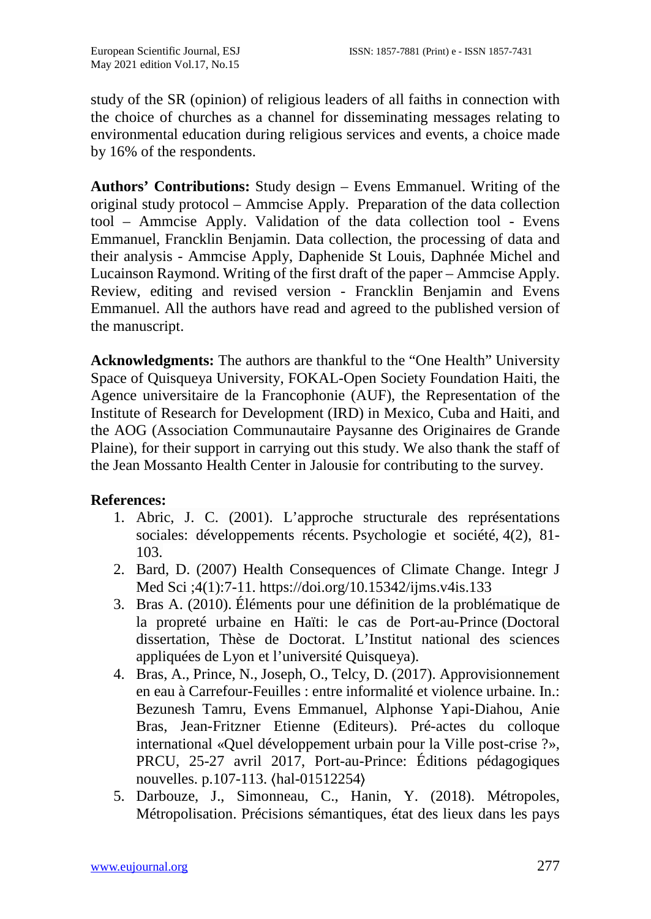study of the SR (opinion) of religious leaders of all faiths in connection with the choice of churches as a channel for disseminating messages relating to environmental education during religious services and events, a choice made by 16% of the respondents.

**Authors' Contributions:** Study design – Evens Emmanuel. Writing of the original study protocol – Ammcise Apply. Preparation of the data collection tool – Ammcise Apply. Validation of the data collection tool - Evens Emmanuel, Francklin Benjamin. Data collection, the processing of data and their analysis - Ammcise Apply, Daphenide St Louis, Daphnée Michel and Lucainson Raymond. Writing of the first draft of the paper – Ammcise Apply. Review, editing and revised version - Francklin Benjamin and Evens Emmanuel. All the authors have read and agreed to the published version of the manuscript.

**Acknowledgments:** The authors are thankful to the "One Health" University Space of Quisqueya University, FOKAL-Open Society Foundation Haiti, the Agence universitaire de la Francophonie (AUF), the Representation of the Institute of Research for Development (IRD) in Mexico, Cuba and Haiti, and the AOG (Association Communautaire Paysanne des Originaires de Grande Plaine), for their support in carrying out this study. We also thank the staff of the Jean Mossanto Health Center in Jalousie for contributing to the survey.

**References:**

1. Abric, J. C. (2001). L'approche structurale des représentations sociales: développements récents. Psychologie et société, 4(2), 81-103.
2. Bard, D. (2007) Health Consequences of Climate Change. Integr J Med Sci ;4(1):7-11. https://doi.org/10.15342/ijms.v4is.133
3. Bras A. (2010). Éléments pour une définition de la problématique de la propreté urbaine en Haïti: le cas de Port-au-Prince (Doctoral dissertation, Thèse de Doctorat. L'Institut national des sciences appliquées de Lyon et l'université Quisqueya).
4. Bras, A., Prince, N., Joseph, O., Telcy, D. (2017). Approvisionnement en eau à Carrefour-Feuilles : entre informalité et violence urbaine. In.: Bezunesh Tamru, Evens Emmanuel, Alphonse Yapi-Diahou, Anie Bras, Jean-Fritzner Etienne (Editeurs). Pré-actes du colloque international «Quel développement urbain pour la Ville post-crise ?», PRCU, 25-27 avril 2017, Port-au-Prince: Éditions pédagogiques nouvelles. p.107-113. ⟨hal-01512254⟩
5. Darbouze, J., Simonneau, C., Hanin, Y. (2018). Métropoles, Métropolisation. Précisions sémantiques, état des lieux dans les pays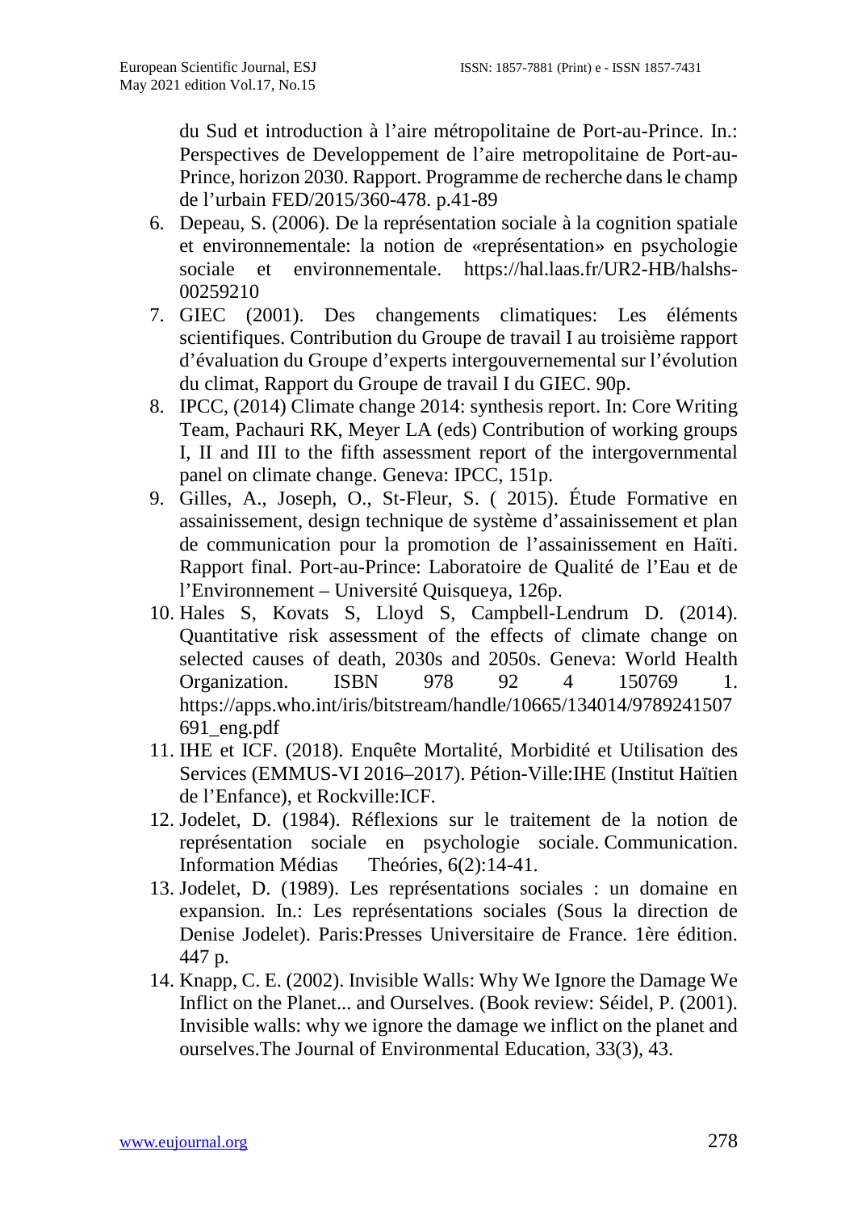du Sud et introduction à l'aire métropolitaine de Port-au-Prince. In.: Perspectives de Developpement de l'aire metropolitaine de Port-au-Prince, horizon 2030. Rapport. Programme de recherche dans le champ de l'urbain FED/2015/360-478. p.41-89

6. Depeau, S. (2006). De la représentation sociale à la cognition spatiale et environnementale: la notion de «représentation» en psychologie sociale et environnementale. https://hal.laas.fr/UR2-HB/halshs-00259210
7. GIEC (2001). Des changements climatiques: Les éléments scientifiques. Contribution du Groupe de travail I au troisième rapport d'évaluation du Groupe d'experts intergouvernemental sur l'évolution du climat, Rapport du Groupe de travail I du GIEC. 90p.
8. IPCC, (2014) Climate change 2014: synthesis report. In: Core Writing Team, Pachauri RK, Meyer LA (eds) Contribution of working groups I, II and III to the fifth assessment report of the intergovernmental panel on climate change. Geneva: IPCC, 151p.
9. Gilles, A., Joseph, O., St-Fleur, S. ( 2015). Étude Formative en assainissement, design technique de système d'assainissement et plan de communication pour la promotion de l'assainissement en Haïti. Rapport final. Port-au-Prince: Laboratoire de Qualité de l'Eau et de l'Environnement – Université Quisqueya, 126p.
10. Hales S, Kovats S, Lloyd S, Campbell-Lendrum D. (2014). Quantitative risk assessment of the effects of climate change on selected causes of death, 2030s and 2050s. Geneva: World Health Organization. ISBN 978 92 4 150769 1. https://apps.who.int/iris/bitstream/handle/10665/134014/9789241507691_eng.pdf
11. IHE et ICF. (2018). Enquête Mortalité, Morbidité et Utilisation des Services (EMMUS-VI 2016–2017). Pétion-Ville:IHE (Institut Haïtien de l'Enfance), et Rockville:ICF.
12. Jodelet, D. (1984). Réflexions sur le traitement de la notion de représentation sociale en psychologie sociale. Communication. Information Médias Theóries, 6(2):14-41.
13. Jodelet, D. (1989). Les représentations sociales : un domaine en expansion. In.: Les représentations sociales (Sous la direction de Denise Jodelet). Paris:Presses Universitaire de France. 1ère édition. 447 p.
14. Knapp, C. E. (2002). Invisible Walls: Why We Ignore the Damage We Inflict on the Planet... and Ourselves. (Book review: Séidel, P. (2001). Invisible walls: why we ignore the damage we inflict on the planet and ourselves.The Journal of Environmental Education, 33(3), 43.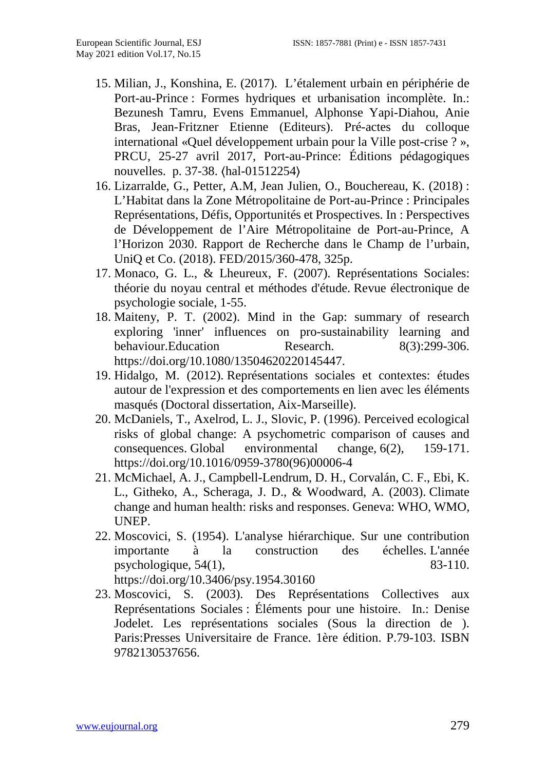15. Milian, J., Konshina, E. (2017). L'étalement urbain en périphérie de Port-au-Prince : Formes hydriques et urbanisation incomplète. In.: Bezunesh Tamru, Evens Emmanuel, Alphonse Yapi-Diahou, Anie Bras, Jean-Fritzner Etienne (Editeurs). Pré-actes du colloque international «Quel développement urbain pour la Ville post-crise ? », PRCU, 25-27 avril 2017, Port-au-Prince: Éditions pédagogiques nouvelles. p. 37-38. ⟨hal-01512254⟩
16. Lizarralde, G., Petter, A.M, Jean Julien, O., Bouchereau, K. (2018) : L'Habitat dans la Zone Métropolitaine de Port-au-Prince : Principales Représentations, Défis, Opportunités et Prospectives. In : Perspectives de Développement de l'Aire Métropolitaine de Port-au-Prince, A l'Horizon 2030. Rapport de Recherche dans le Champ de l'urbain, UniQ et Co. (2018). FED/2015/360-478, 325p.
17. Monaco, G. L., & Lheureux, F. (2007). Représentations Sociales: théorie du noyau central et méthodes d'étude. Revue électronique de psychologie sociale, 1-55.
18. Maiteny, P. T. (2002). Mind in the Gap: summary of research exploring 'inner' influences on pro-sustainability learning and behaviour.Education Research. 8(3):299-306. https://doi.org/10.1080/13504620220145447.
19. Hidalgo, M. (2012). Représentations sociales et contextes: études autour de l'expression et des comportements en lien avec les éléments masqués (Doctoral dissertation, Aix-Marseille).
20. McDaniels, T., Axelrod, L. J., Slovic, P. (1996). Perceived ecological risks of global change: A psychometric comparison of causes and consequences. Global environmental change, 6(2), 159-171. https://doi.org/10.1016/0959-3780(96)00006-4
21. McMichael, A. J., Campbell-Lendrum, D. H., Corvalán, C. F., Ebi, K. L., Githeko, A., Scheraga, J. D., & Woodward, A. (2003). Climate change and human health: risks and responses. Geneva: WHO, WMO, UNEP.
22. Moscovici, S. (1954). L'analyse hiérarchique. Sur une contribution importante à la construction des échelles. L'année psychologique, 54(1), 83-110. https://doi.org/10.3406/psy.1954.30160
23. Moscovici, S. (2003). Des Représentations Collectives aux Représentations Sociales : Éléments pour une histoire. In.: Denise Jodelet. Les représentations sociales (Sous la direction de ). Paris:Presses Universitaire de France. 1ère édition. P.79-103. ISBN 9782130537656.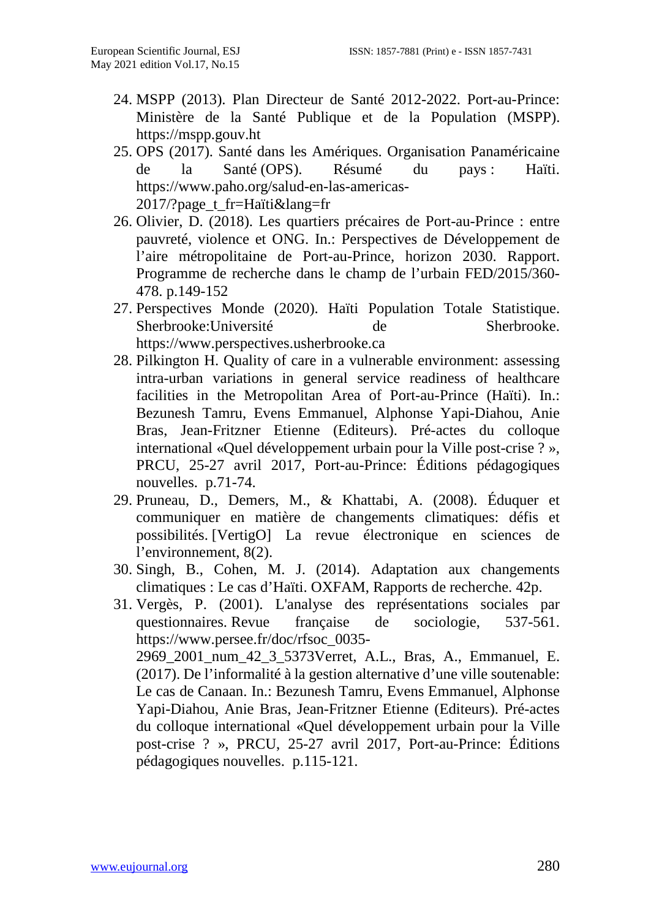24. MSPP (2013). Plan Directeur de Santé 2012-2022. Port-au-Prince: Ministère de la Santé Publique et de la Population (MSPP). https://mspp.gouv.ht
25. OPS (2017). Santé dans les Amériques. Organisation Panaméricaine de la Santé (OPS). Résumé du pays : Haïti. https://www.paho.org/salud-en-las-americas-2017/?page_t_fr=Haïti&lang=fr
26. Olivier, D. (2018). Les quartiers précaires de Port-au-Prince : entre pauvreté, violence et ONG. In.: Perspectives de Développement de l'aire métropolitaine de Port-au-Prince, horizon 2030. Rapport. Programme de recherche dans le champ de l'urbain FED/2015/360-478. p.149-152
27. Perspectives Monde (2020). Haïti Population Totale Statistique. Sherbrooke:Université de Sherbrooke. https://www.perspectives.usherbrooke.ca
28. Pilkington H. Quality of care in a vulnerable environment: assessing intra-urban variations in general service readiness of healthcare facilities in the Metropolitan Area of Port-au-Prince (Haïti). In.: Bezunesh Tamru, Evens Emmanuel, Alphonse Yapi-Diahou, Anie Bras, Jean-Fritzner Etienne (Editeurs). Pré-actes du colloque international «Quel développement urbain pour la Ville post-crise ? », PRCU, 25-27 avril 2017, Port-au-Prince: Éditions pédagogiques nouvelles. p.71-74.
29. Pruneau, D., Demers, M., & Khattabi, A. (2008). Éduquer et communiquer en matière de changements climatiques: défis et possibilités. [VertigO] La revue électronique en sciences de l'environnement, 8(2).
30. Singh, B., Cohen, M. J. (2014). Adaptation aux changements climatiques : Le cas d'Haïti. OXFAM, Rapports de recherche. 42p.
31. Vergès, P. (2001). L'analyse des représentations sociales par questionnaires. Revue française de sociologie, 537-561. https://www.persee.fr/doc/rfsoc_0035-2969_2001_num_42_3_5373Verret, A.L., Bras, A., Emmanuel, E. (2017). De l'informalité à la gestion alternative d'une ville soutenable: Le cas de Canaan. In.: Bezunesh Tamru, Evens Emmanuel, Alphonse Yapi-Diahou, Anie Bras, Jean-Fritzner Etienne (Editeurs). Pré-actes du colloque international «Quel développement urbain pour la Ville post-crise ? », PRCU, 25-27 avril 2017, Port-au-Prince: Éditions pédagogiques nouvelles. p.115-121.